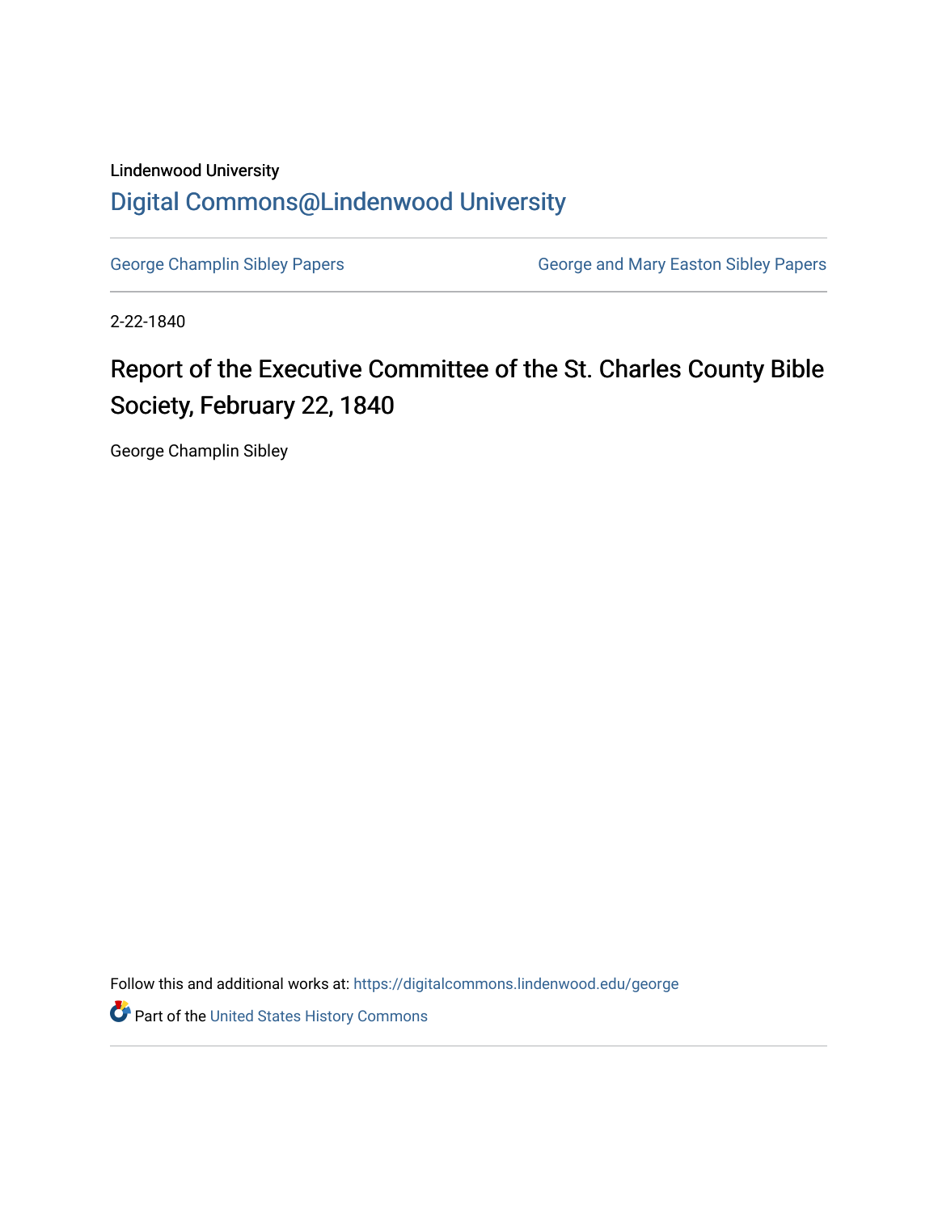Lindenwood University

# Digital Commons@Lindenwood University

George Champlin Sibley Papers | George and Mary Easton Sibley Papers

2-22-1840

## Report of the Executive Committee of the St. Charles County Bible Society, February 22, 1840

George Champlin Sibley

Follow this and additional works at: https://digitalcommons.lindenwood.edu/george

Part of the United States History Commons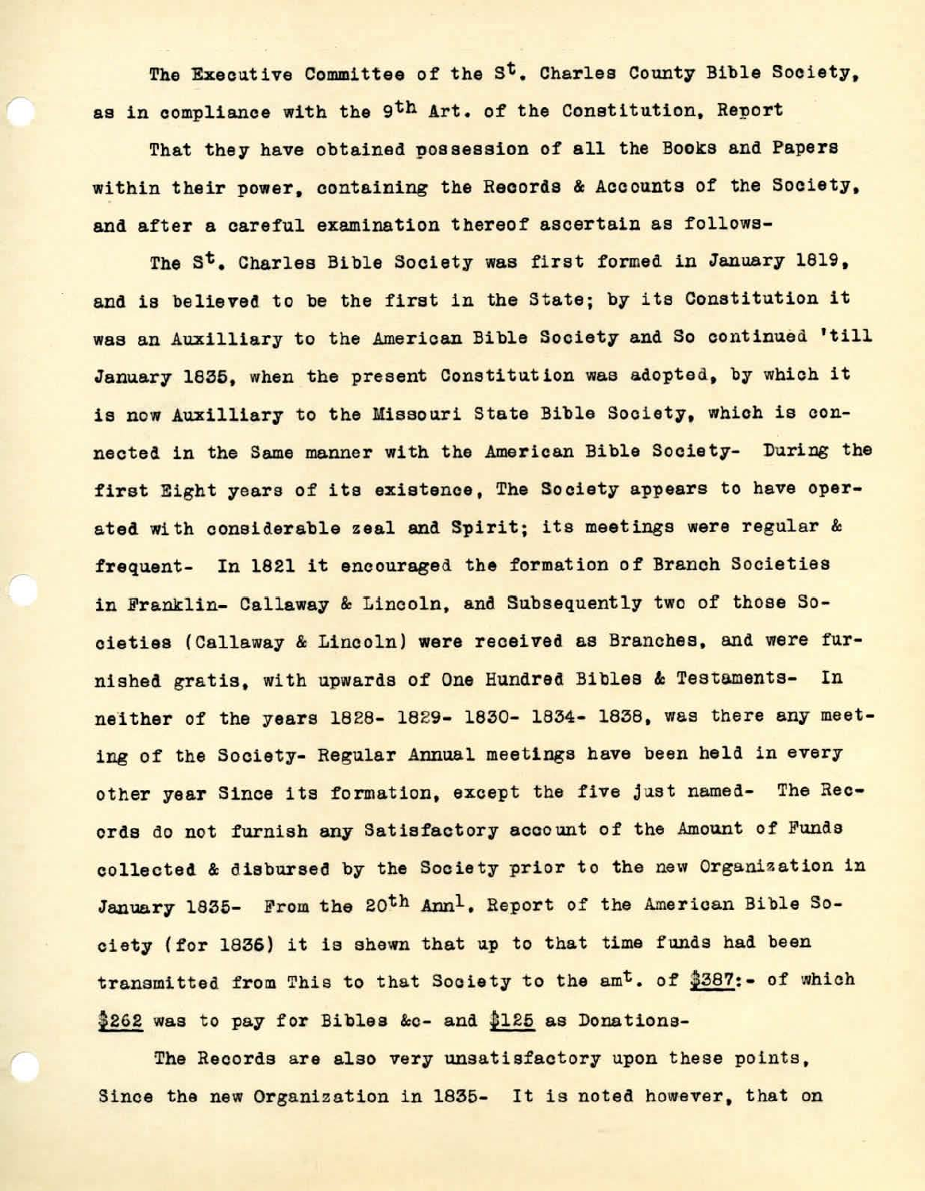The Executive Committee of the St. Charles County Bible Society, as in compliance with the 9th Art. of the Constitution, Report

That they have obtained possession of all the Books and Papers within their power, containing the Records & Accounts of the Society, and after a careful examination thereof ascertain as follows-

The St. Charles Bible Society was first formed in January 1819, and is believed to be the first in the State; by its Constitution it was an Auxilliary to the American Bible Society and So continued 'till January 1835, when the present Constitution was adopted, by which it is now Auxilliary to the Missouri State Bible Society, which is connected in the Same manner with the American Bible Society- During the first Eight years of its existence, The Society appears to have operated with considerable zeal and Spirit; its meetings were regular & frequent- In 1821 it encouraged the formation of Branch Societies in Franklin- Callaway & Lincoln, and Subsequently two of those Societies (Callaway & Lincoln) were received as Branches, and were furnished gratis, with upwards of One Hundred Bibles & Testaments- In neither of the years 1828- 1829- 1830- 1834- 1838, was there any meeting of the Society- Regular Annual meetings have been held in every other year Since its formation, except the five just named- The Records do not furnish any Satisfactory account of the Amount of Funds collected & disbursed by the Society prior to the new Organization in January 1835- From the 20th Annl. Report of the American Bible Society (for 1836) it is shewn that up to that time funds had been transmitted from This to that Society to the amt. of $387:- of which $262 was to pay for Bibles &c- and $125 as Donations-

The Records are also very unsatisfactory upon these points, Since the new Organization in 1835- It is noted however, that on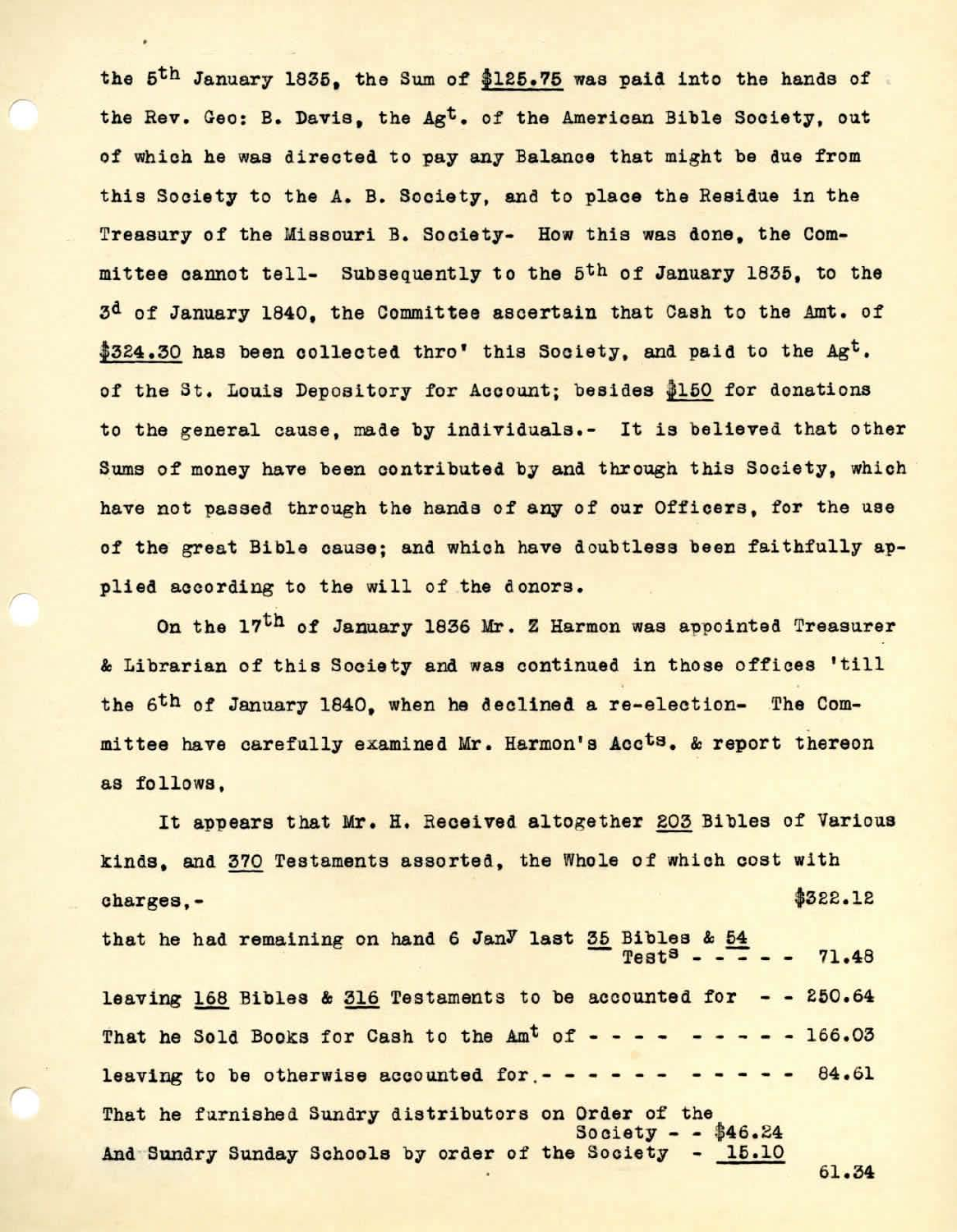the 5th January 1835, the Sum of $125.75 was paid into the hands of the Rev. Geo: B. Davis, the Agt. of the American Bible Society, out of which he was directed to pay any Balance that might be due from this Society to the A. B. Society, and to place the Residue in the Treasury of the Missouri B. Society- How this was done, the Committee cannot tell- Subsequently to the 5th of January 1835, to the 3d of January 1840, the Committee ascertain that Cash to the Amt. of $324.30 has been collected thro' this Society, and paid to the Agt. of the St. Louis Depository for Account; besides $150 for donations to the general cause, made by individuals.- It is believed that other Sums of money have been contributed by and through this Society, which have not passed through the hands of any of our Officers, for the use of the great Bible cause; and which have doubtless been faithfully applied according to the will of the donors.

On the 17th of January 1836 Mr. Z Harmon was appointed Treasurer & Librarian of this Society and was continued in those offices 'till the 6th of January 1840, when he declined a re-election- The Committee have carefully examined Mr. Harmon's Accts. & report thereon as follows,

It appears that Mr. H. Received altogether 203 Bibles of Various kinds, and 370 Testaments assorted, the Whole of which cost with charges,- $322.12

that he had remaining on hand 6 Jany last 35 Bibles & 54 Tests - - - - - 71.48

leaving 168 Bibles & 316 Testaments to be accounted for - - 250.64

That he Sold Books for Cash to the Amt of - - - - - - - - - 166.03

leaving to be otherwise accounted for.- - - - - - - - - - - 84.61

That he furnished Sundry distributors on Order of the Society - - $46.24

And Sundry Sunday Schools by order of the Society - 15.10

61.34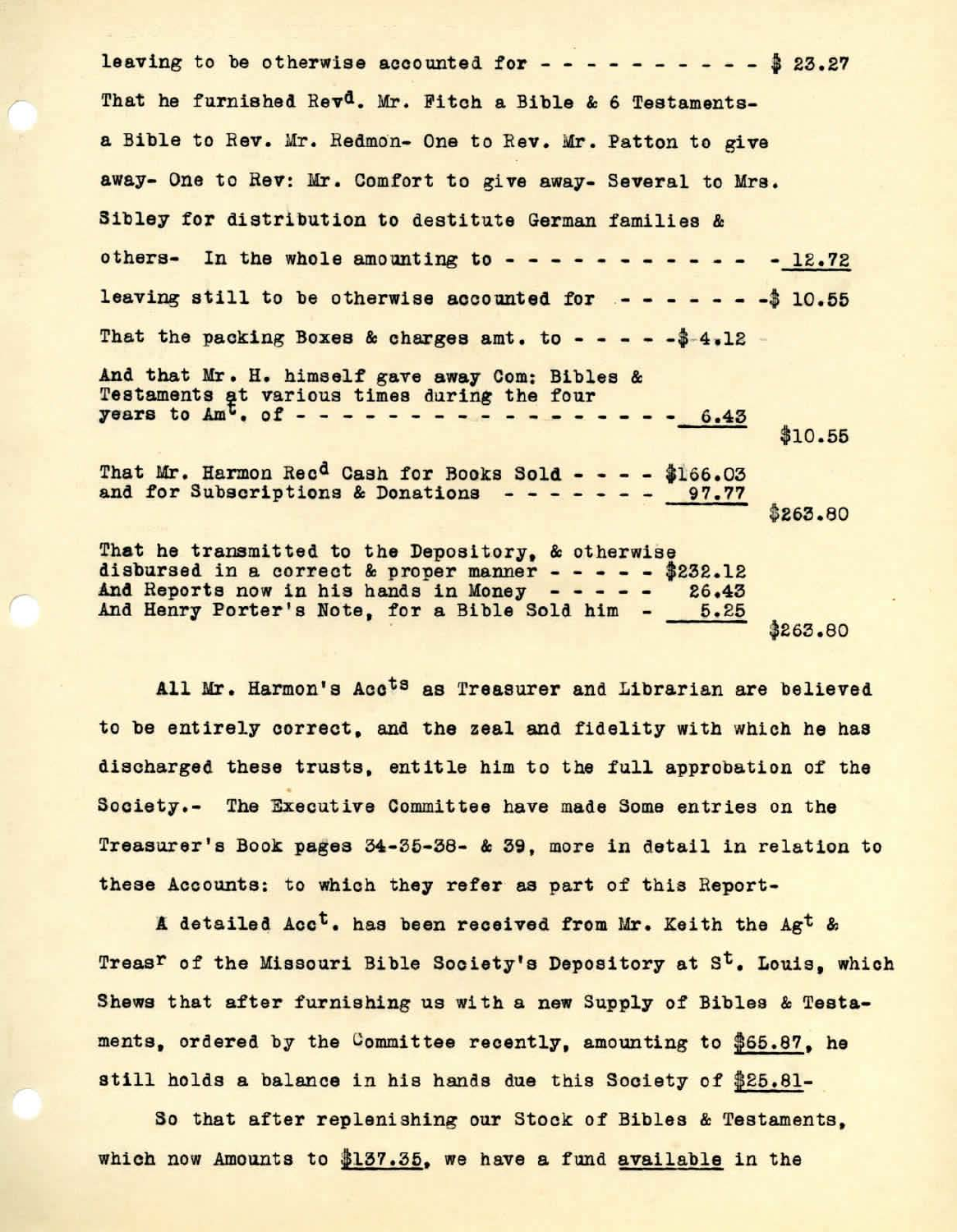leaving to be otherwise accounted for - - - - - - - - - - $ 23.27

That he furnished Revd. Mr. Fitch a Bible & 6 Testaments- a Bible to Rev. Mr. Redmon- One to Rev. Mr. Patton to give away- One to Rev: Mr. Comfort to give away- Several to Mrs. Sibley for distribution to destitute German families & others- In the whole amounting to - - - - - - - - - - - - 12.72

leaving still to be otherwise accounted for - - - - - - - -$ 10.55

That the packing Boxes & charges amt. to - - - - -$ 4.12

And that Mr. H. himself gave away Com: Bibles & Testaments at various times during the four years to Amt. of - - - - - - - - - - - - - - - - - 6.43

$10.55

That Mr. Harmon Recd Cash for Books Sold - - - - $166.03
and for Subscriptions & Donations - - - - - - - - 97.77

$263.80

That he transmitted to the Depository, & otherwise disbursed in a correct & proper manner - - - - - $232.12
And Reports now in his hands in Money - - - - - 26.43
And Henry Porter's Note, for a Bible Sold him - 5.25

$263.80

All Mr. Harmon's Accts as Treasurer and Librarian are believed to be entirely correct, and the zeal and fidelity with which he has discharged these trusts, entitle him to the full approbation of the Society.- The Executive Committee have made Some entries on the Treasurer's Book pages 34-35-38- & 39, more in detail in relation to these Accounts: to which they refer as part of this Report-

A detailed Acct. has been received from Mr. Keith the Agt & Treasr of the Missouri Bible Society's Depository at St. Louis, which Shews that after furnishing us with a new Supply of Bibles & Testaments, ordered by the Committee recently, amounting to $65.87, he still holds a balance in his hands due this Society of $25.81-

So that after replenishing our Stock of Bibles & Testaments, which now Amounts to $137.35, we have a fund available in the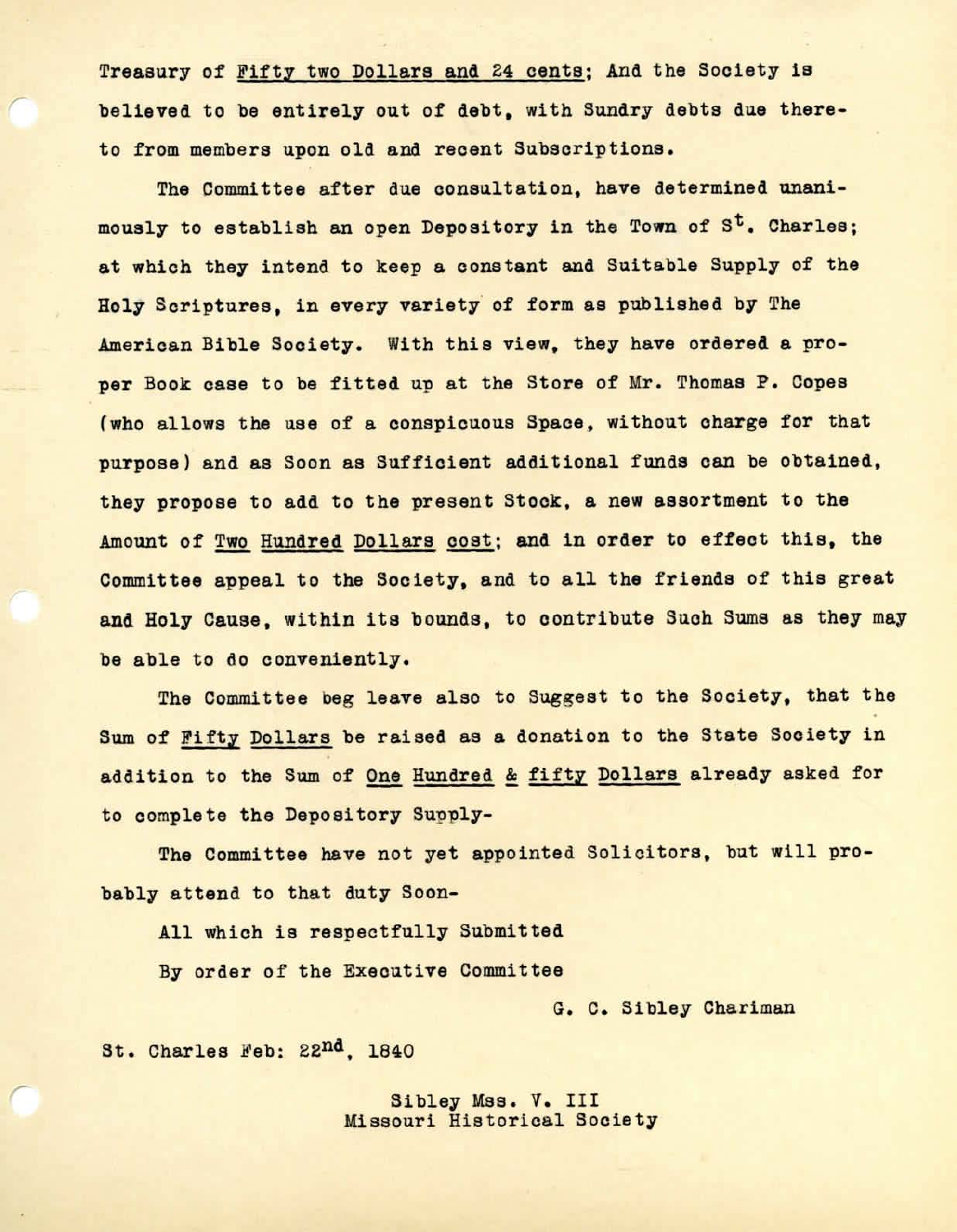Treasury of Fifty two Dollars and 24 cents; And the Society is believed to be entirely out of debt, with Sundry debts due thereto from members upon old and recent Subscriptions.

The Committee after due consultation, have determined unanimously to establish an open Depository in the Town of St. Charles; at which they intend to keep a constant and Suitable Supply of the Holy Scriptures, in every variety of form as published by The American Bible Society. With this view, they have ordered a proper Book case to be fitted up at the Store of Mr. Thomas P. Copes (who allows the use of a conspicuous Space, without charge for that purpose) and as Soon as Sufficient additional funds can be obtained, they propose to add to the present Stock, a new assortment to the Amount of Two Hundred Dollars cost; and in order to effect this, the Committee appeal to the Society, and to all the friends of this great and Holy Cause, within its bounds, to contribute Such Sums as they may be able to do conveniently.

The Committee beg leave also to Suggest to the Society, that the Sum of Fifty Dollars be raised as a donation to the State Society in addition to the Sum of One Hundred & fifty Dollars already asked for to complete the Depository Supply-

The Committee have not yet appointed Solicitors, but will probably attend to that duty Soon-

All which is respectfully Submitted

By order of the Executive Committee

G. C. Sibley Chariman

St. Charles Feb: 22nd, 1840

Sibley Mss. V. III
Missouri Historical Society